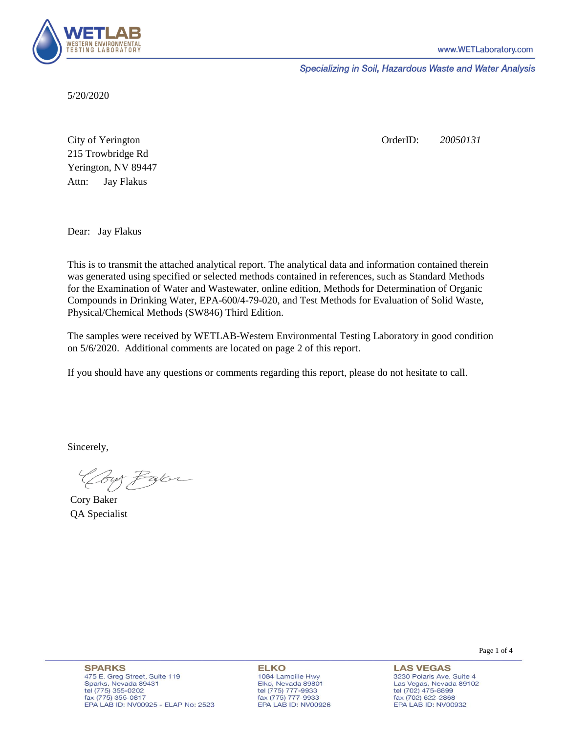**WETLAB**
WESTERN ENVIRONMENTAL TESTING LABORATORY

www.WETLaboratory.com

*Specializing in Soil, Hazardous Waste and Water Analysis*

5/20/2020

City of Yerington
215 Trowbridge Rd
Yerington, NV 89447
Attn: Jay Flakus

OrderID: *20050131*

Dear: Jay Flakus

This is to transmit the attached analytical report. The analytical data and information contained therein was generated using specified or selected methods contained in references, such as Standard Methods for the Examination of Water and Wastewater, online edition, Methods for Determination of Organic Compounds in Drinking Water, EPA-600/4-79-020, and Test Methods for Evaluation of Solid Waste, Physical/Chemical Methods (SW846) Third Edition.

The samples were received by WETLAB-Western Environmental Testing Laboratory in good condition on 5/6/2020. Additional comments are located on page 2 of this report.

If you should have any questions or comments regarding this report, please do not hesitate to call.

Sincerely,

Cory Baker
QA Specialist

**SPARKS**
475 E. Greg Street, Suite 119
Sparks, Nevada 89431
tel (775) 355-0202
fax (775) 355-0817
EPA LAB ID: NV00925 - ELAP No: 2523

**ELKO**
1084 Lamoille Hwy
Elko, Nevada 89801
tel (775) 777-9933
fax (775) 777-9933
EPA LAB ID: NV00926

**LAS VEGAS**
3230 Polaris Ave. Suite 4
Las Vegas, Nevada 89102
tel (702) 475-8899
fax (702) 622-2868
EPA LAB ID: NV00932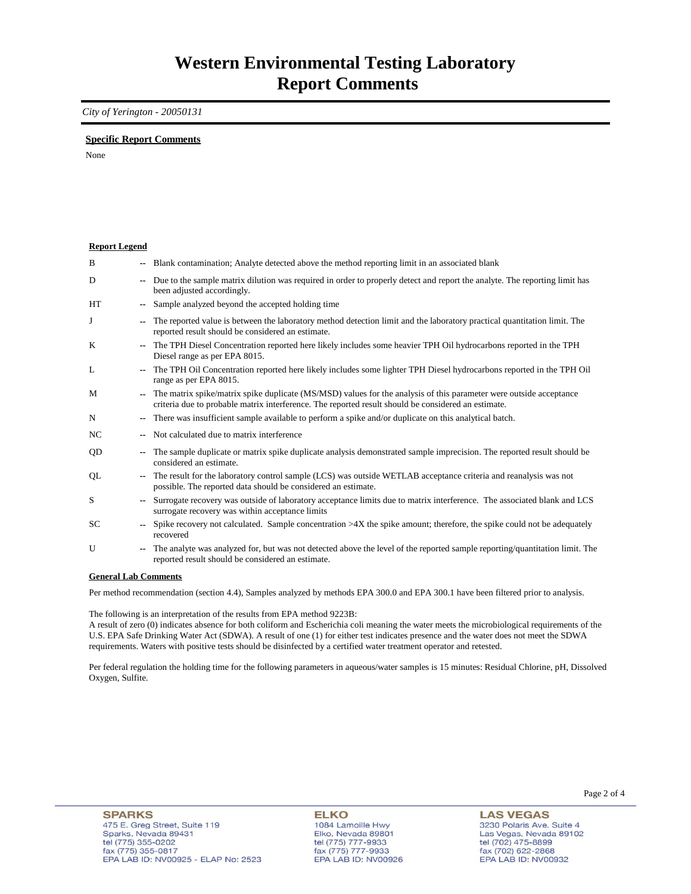# Western Environmental Testing Laboratory
# Report Comments

*City of Yerington - 20050131*

**Specific Report Comments**

None

**Report Legend**

| | | |
|---|---|---|
| B | -- | Blank contamination; Analyte detected above the method reporting limit in an associated blank |
| D | -- | Due to the sample matrix dilution was required in order to properly detect and report the analyte. The reporting limit has been adjusted accordingly. |
| HT | -- | Sample analyzed beyond the accepted holding time |
| J | -- | The reported value is between the laboratory method detection limit and the laboratory practical quantitation limit. The reported result should be considered an estimate. |
| K | -- | The TPH Diesel Concentration reported here likely includes some heavier TPH Oil hydrocarbons reported in the TPH Diesel range as per EPA 8015. |
| L | -- | The TPH Oil Concentration reported here likely includes some lighter TPH Diesel hydrocarbons reported in the TPH Oil range as per EPA 8015. |
| M | -- | The matrix spike/matrix spike duplicate (MS/MSD) values for the analysis of this parameter were outside acceptance criteria due to probable matrix interference. The reported result should be considered an estimate. |
| N | -- | There was insufficient sample available to perform a spike and/or duplicate on this analytical batch. |
| NC | -- | Not calculated due to matrix interference |
| QD | -- | The sample duplicate or matrix spike duplicate analysis demonstrated sample imprecision. The reported result should be considered an estimate. |
| QL | -- | The result for the laboratory control sample (LCS) was outside WETLAB acceptance criteria and reanalysis was not possible. The reported data should be considered an estimate. |
| S | -- | Surrogate recovery was outside of laboratory acceptance limits due to matrix interference. The associated blank and LCS surrogate recovery was within acceptance limits |
| SC | -- | Spike recovery not calculated. Sample concentration >4X the spike amount; therefore, the spike could not be adequately recovered |
| U | -- | The analyte was analyzed for, but was not detected above the level of the reported sample reporting/quantitation limit. The reported result should be considered an estimate. |

**General Lab Comments**

Per method recommendation (section 4.4), Samples analyzed by methods EPA 300.0 and EPA 300.1 have been filtered prior to analysis.

The following is an interpretation of the results from EPA method 9223B:
A result of zero (0) indicates absence for both coliform and Escherichia coli meaning the water meets the microbiological requirements of the U.S. EPA Safe Drinking Water Act (SDWA). A result of one (1) for either test indicates presence and the water does not meet the SDWA requirements. Waters with positive tests should be disinfected by a certified water treatment operator and retested.

Per federal regulation the holding time for the following parameters in aqueous/water samples is 15 minutes: Residual Chlorine, pH, Dissolved Oxygen, Sulfite.

**SPARKS**
475 E. Greg Street, Suite 119
Sparks, Nevada 89431
tel (775) 355-0202
fax (775) 355-0817
EPA LAB ID: NV00925 - ELAP No: 2523

**ELKO**
1084 Lamoille Hwy
Elko, Nevada 89801
tel (775) 777-9933
fax (775) 777-9933
EPA LAB ID: NV00926

**LAS VEGAS**
3230 Polaris Ave. Suite 4
Las Vegas, Nevada 89102
tel (702) 475-8899
fax (702) 622-2868
EPA LAB ID: NV00932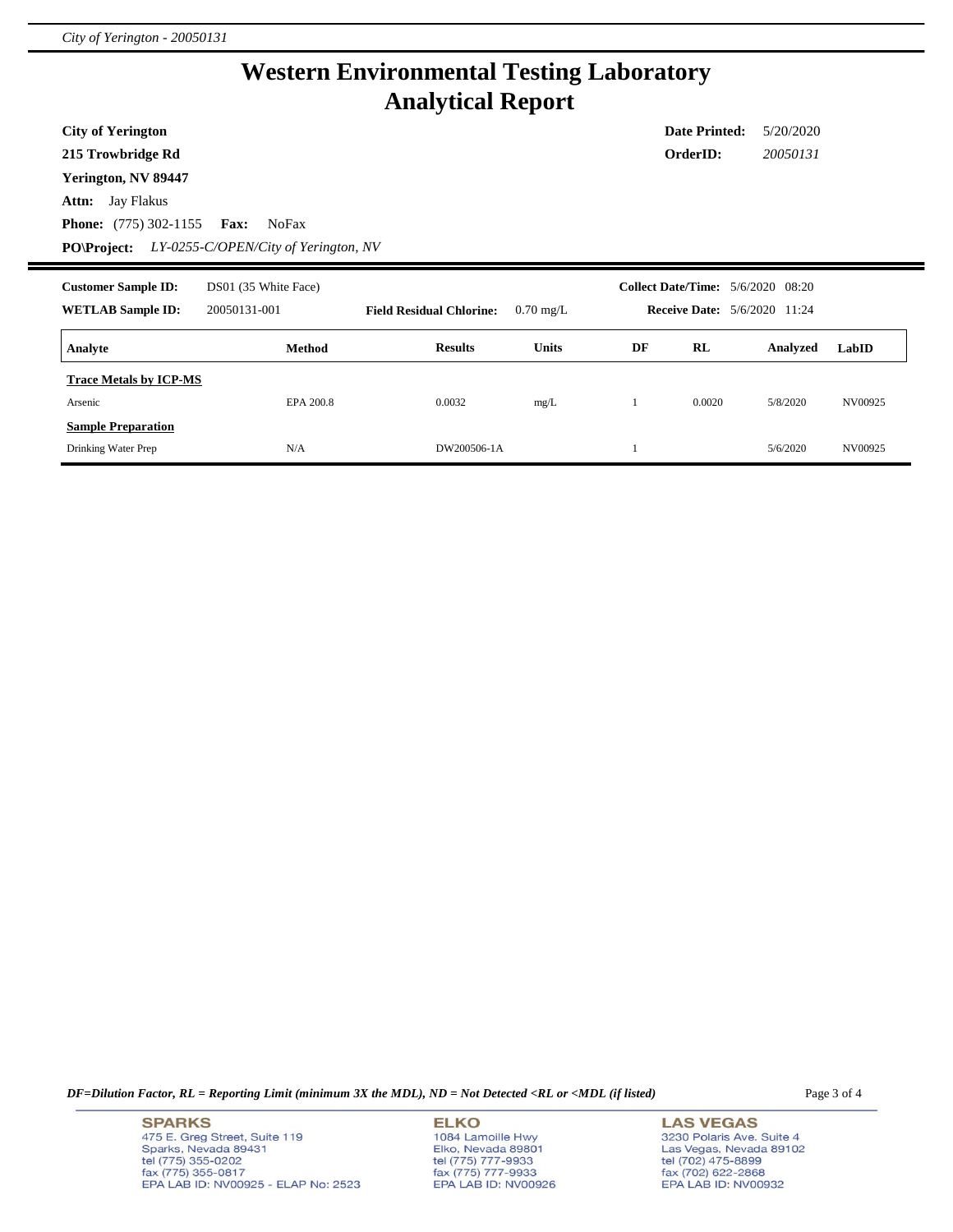# Western Environmental Testing Laboratory
# Analytical Report

**City of Yerington**
**215 Trowbridge Rd**
**Yerington, NV 89447**
**Attn:** Jay Flakus
**Phone:** (775) 302-1155 **Fax:** NoFax
**PO\Project:** *LY-0255-C/OPEN/City of Yerington, NV*

**Date Printed:** 5/20/2020
**OrderID:** *20050131*

---

**Customer Sample ID:** DS01 (35 White Face)
**WETLAB Sample ID:** 20050131-001
**Field Residual Chlorine:** 0.70 mg/L
**Collect Date/Time:** 5/6/2020 08:20
**Receive Date:** 5/6/2020 11:24

| Analyte | Method | Results | Units | DF | RL | Analyzed | LabID |
|---|---|---|---|---|---|---|---|
| **Trace Metals by ICP-MS** | | | | | | | |
| Arsenic | EPA 200.8 | 0.0032 | mg/L | 1 | 0.0020 | 5/8/2020 | NV00925 |
| **Sample Preparation** | | | | | | | |
| Drinking Water Prep | N/A | DW200506-1A | | 1 | | 5/6/2020 | NV00925 |

*DF=Dilution Factor, RL = Reporting Limit (minimum 3X the MDL), ND = Not Detected <RL or <MDL (if listed)*

**SPARKS**
475 E. Greg Street, Suite 119
Sparks, Nevada 89431
tel (775) 355-0202
fax (775) 355-0817
EPA LAB ID: NV00925 - ELAP No: 2523

**ELKO**
1084 Lamoille Hwy
Elko, Nevada 89801
tel (775) 777-9933
fax (775) 777-9933
EPA LAB ID: NV00926

**LAS VEGAS**
3230 Polaris Ave. Suite 4
Las Vegas, Nevada 89102
tel (702) 475-8899
fax (702) 622-2868
EPA LAB ID: NV00932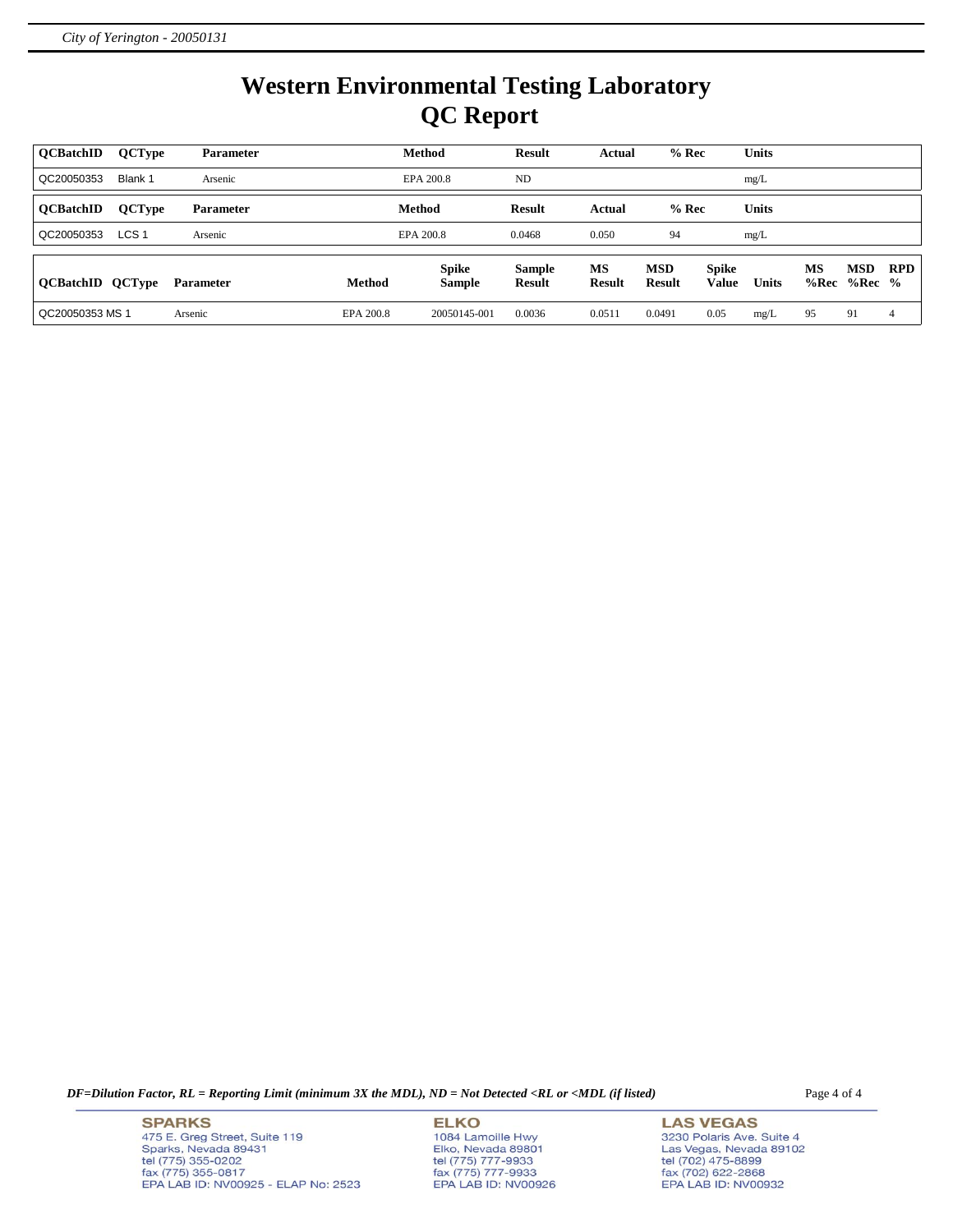# Western Environmental Testing Laboratory
# QC Report

| QCBatchID | QCType | Parameter | Method | Result | Actual | % Rec | Units |
|---|---|---|---|---|---|---|---|
| QC20050353 | Blank 1 | Arsenic | EPA 200.8 | ND | | | mg/L |

| QCBatchID | QCType | Parameter | Method | Result | Actual | % Rec | Units |
|---|---|---|---|---|---|---|---|
| QC20050353 | LCS 1 | Arsenic | EPA 200.8 | 0.0468 | 0.050 | 94 | mg/L |

| QCBatchID | QCType | Parameter | Method | Spike Sample | Sample Result | MS Result | MSD Result | Spike Value | Units | MS %Rec | MSD %Rec | RPD % |
|---|---|---|---|---|---|---|---|---|---|---|---|---|
| QC20050353 | MS 1 | Arsenic | EPA 200.8 | 20050145-001 | 0.0036 | 0.0511 | 0.0491 | 0.05 | mg/L | 95 | 91 | 4 |

*DF=Dilution Factor, RL = Reporting Limit (minimum 3X the MDL), ND = Not Detected <RL or <MDL (if listed)*

**SPARKS**
475 E. Greg Street, Suite 119
Sparks, Nevada 89431
tel (775) 355-0202
fax (775) 355-0817
EPA LAB ID: NV00925 - ELAP No: 2523

**ELKO**
1084 Lamoille Hwy
Elko, Nevada 89801
tel (775) 777-9933
fax (775) 777-9933
EPA LAB ID: NV00926

**LAS VEGAS**
3230 Polaris Ave. Suite 4
Las Vegas, Nevada 89102
tel (702) 475-8899
fax (702) 622-2868
EPA LAB ID: NV00932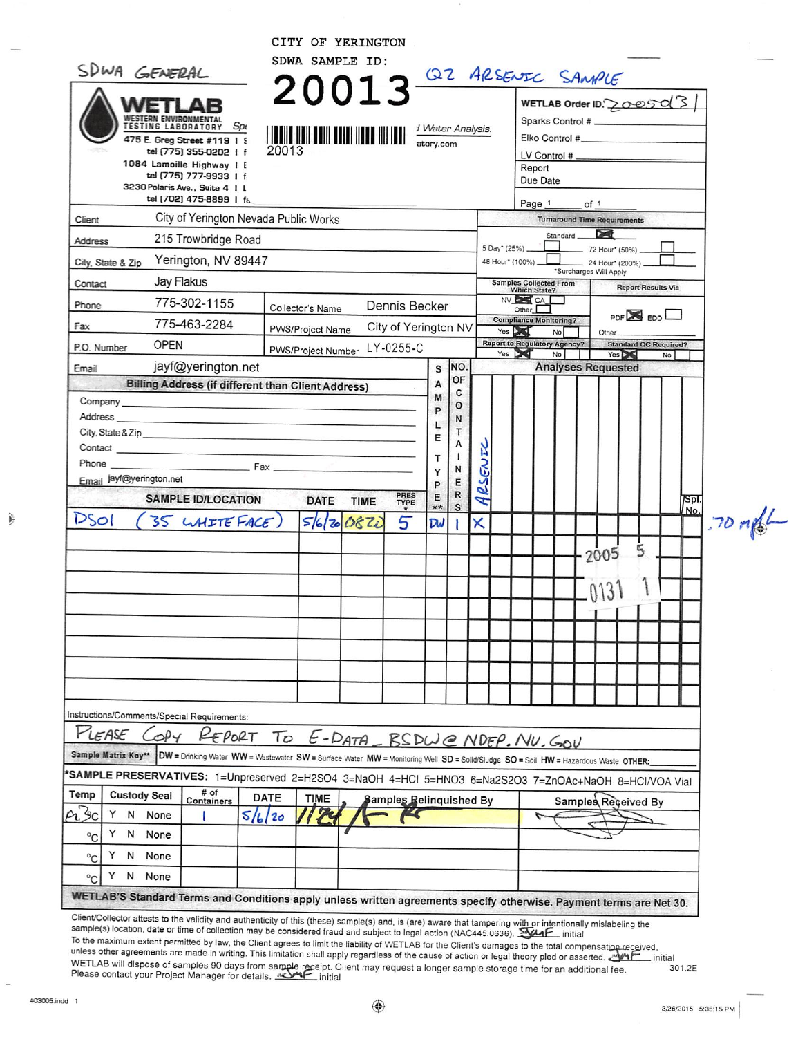SDWA GENERAL

CITY OF YERINGTON

SDWA SAMPLE ID:

# 20013

Q2 ARSENIC SAMPLE

**WETLAB**
WESTERN ENVIRONMENTAL TESTING LABORATORY

475 E. Greg Street #119 | tel (775) 355-0202
1084 Lamoille Highway | tel (775) 777-9933
3230 Polaris Ave., Suite 4 | tel (702) 475-8899

20013

...Water Analysis. ...atory.com

WETLAB Order ID: Z005031

Sparks Control #
Elko Control #
LV Control #
Report Due Date
Page 1 of 1

| | |
|---|---|
| Client | City of Yerington Nevada Public Works |
| Address | 215 Trowbridge Road |
| City, State & Zip | Yerington, NV 89447 |
| Contact | Jay Flakus |
| Phone | 775-302-1155 |
| Fax | 775-463-2284 |
| P.O. Number | OPEN |
| Email | jayf@yerington.net |
| Collector's Name | Dennis Becker |
| PWS/Project Name | City of Yerington NV |
| PWS/Project Number | LY-0255-C |

**Turnaround Time Requirements**
Standard [X]
5 Day* (25%) [ ] 72 Hour* (50%) [ ]
48 Hour* (100%) [ ] 24 Hour* (200%) [ ]
*Surcharges Will Apply

Samples Collected From Which State? NV [X] CA [ ] Other [ ]
Compliance Monitoring? Yes [X] No [ ]
Report to Regulatory Agency? Yes [X] No [ ]
Report Results Via: PDF [X] EDD [ ] Other
Standard QC Required? Yes [X] No [ ]

**Billing Address (if different than Client Address)**
Company
Address
City, State & Zip
Contact
Phone Fax
Email jayf@yerington.net

**Analyses Requested**

| SAMPLE ID/LOCATION | DATE | TIME | PRES TYPE * | SAMPLE TYPE ** | NO. OF CONTAINERS | ARSENIC | Spl. No. |
|---|---|---|---|---|---|---|---|
| DS01 (35 WHITE FACE) | 5/6/20 | 0822 | 5 | DW | 1 | X | |

.70 mg/L

2005 5
0131 1

Instructions/Comments/Special Requirements:
PLEASE COPY REPORT TO E-DATA_BSDW@NDEP.NV.GOV

**Sample Matrix Key**** DW = Drinking Water WW = Wastewater SW = Surface Water MW = Monitoring Well SD = Solid/Sludge SO = Soil HW = Hazardous Waste OTHER:

***SAMPLE PRESERVATIVES:** 1=Unpreserved 2=H2SO4 3=NaOH 4=HCl 5=HNO3 6=Na2S2O3 7=ZnOAc+NaOH 8=HCl/VOA Vial

| Temp | Custody Seal | # of Containers | DATE | TIME | Samples Relinquished By | Samples Received By |
|---|---|---|---|---|---|---|
| 21.3 °C | Y N None | 1 | 5/6/20 | 1124 | [signature] | [signature] |
| °C | Y N None | | | | | |
| °C | Y N None | | | | | |
| °C | Y N None | | | | | |

**WETLAB'S Standard Terms and Conditions apply unless written agreements specify otherwise. Payment terms are Net 30.**

Client/Collector attests to the validity and authenticity of this (these) sample(s) and, is (are) aware that tampering with or intentionally mislabeling the sample(s) location, date or time of collection may be considered fraud and subject to legal action (NAC445.0636). JMF initial
To the maximum extent permitted by law, the Client agrees to limit the liability of WETLAB for the Client's damages to the total compensation received, unless other agreements are made in writing. This limitation shall apply regardless of the cause of action or legal theory pled or asserted. JMF initial
WETLAB will dispose of samples 90 days from sample receipt. Client may request a longer sample storage time for an additional fee. Please contact your Project Manager for details. JMF initial

301.2E